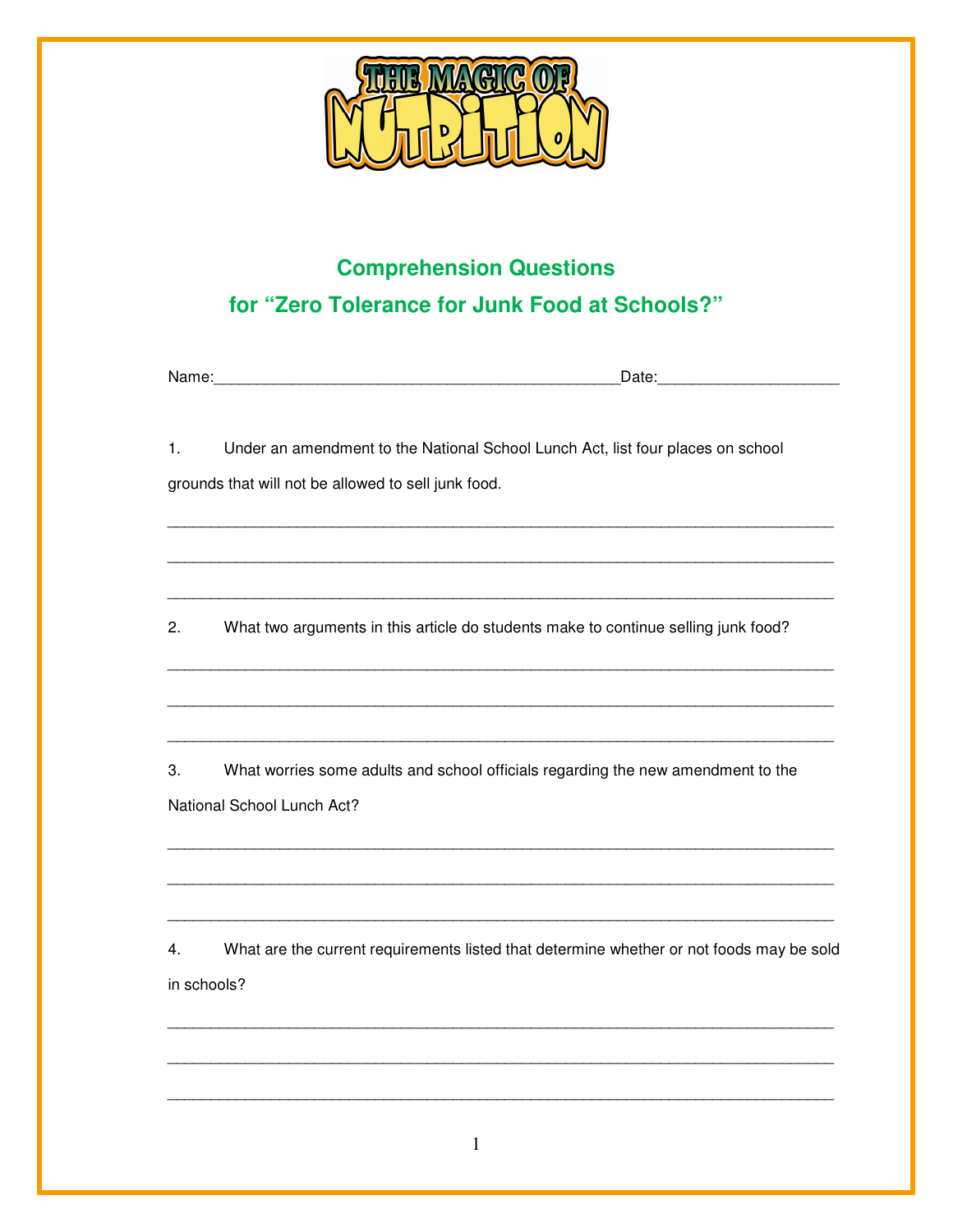THE MAGIC OF NUTRITION

## Comprehension Questions

## for “Zero Tolerance for Junk Food at Schools?”

Name:_____________________________________________Date:____________________

1. Under an amendment to the National School Lunch Act, list four places on school grounds that will not be allowed to sell junk food.

___________________________________________________________________________

___________________________________________________________________________

___________________________________________________________________________

2. What two arguments in this article do students make to continue selling junk food?

___________________________________________________________________________

___________________________________________________________________________

___________________________________________________________________________

3. What worries some adults and school officials regarding the new amendment to the National School Lunch Act?

___________________________________________________________________________

___________________________________________________________________________

___________________________________________________________________________

4. What are the current requirements listed that determine whether or not foods may be sold in schools?

___________________________________________________________________________

___________________________________________________________________________

___________________________________________________________________________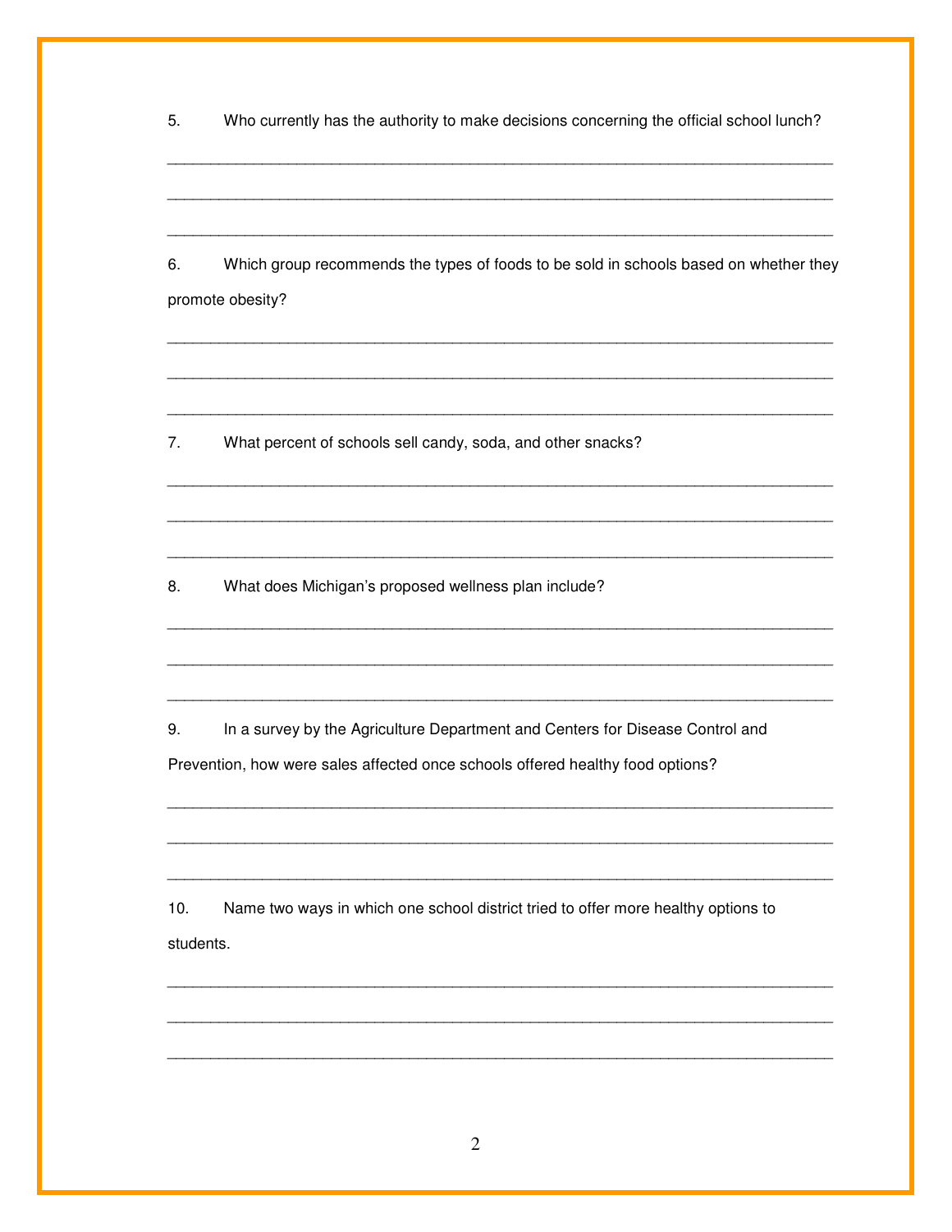5. Who currently has the authority to make decisions concerning the official school lunch?

______________________________________________________________________________

______________________________________________________________________________

______________________________________________________________________________

6. Which group recommends the types of foods to be sold in schools based on whether they promote obesity?

______________________________________________________________________________

______________________________________________________________________________

______________________________________________________________________________

7. What percent of schools sell candy, soda, and other snacks?

______________________________________________________________________________

______________________________________________________________________________

______________________________________________________________________________

8. What does Michigan's proposed wellness plan include?

______________________________________________________________________________

______________________________________________________________________________

______________________________________________________________________________

9. In a survey by the Agriculture Department and Centers for Disease Control and Prevention, how were sales affected once schools offered healthy food options?

______________________________________________________________________________

______________________________________________________________________________

______________________________________________________________________________

10. Name two ways in which one school district tried to offer more healthy options to students.

______________________________________________________________________________

______________________________________________________________________________

______________________________________________________________________________